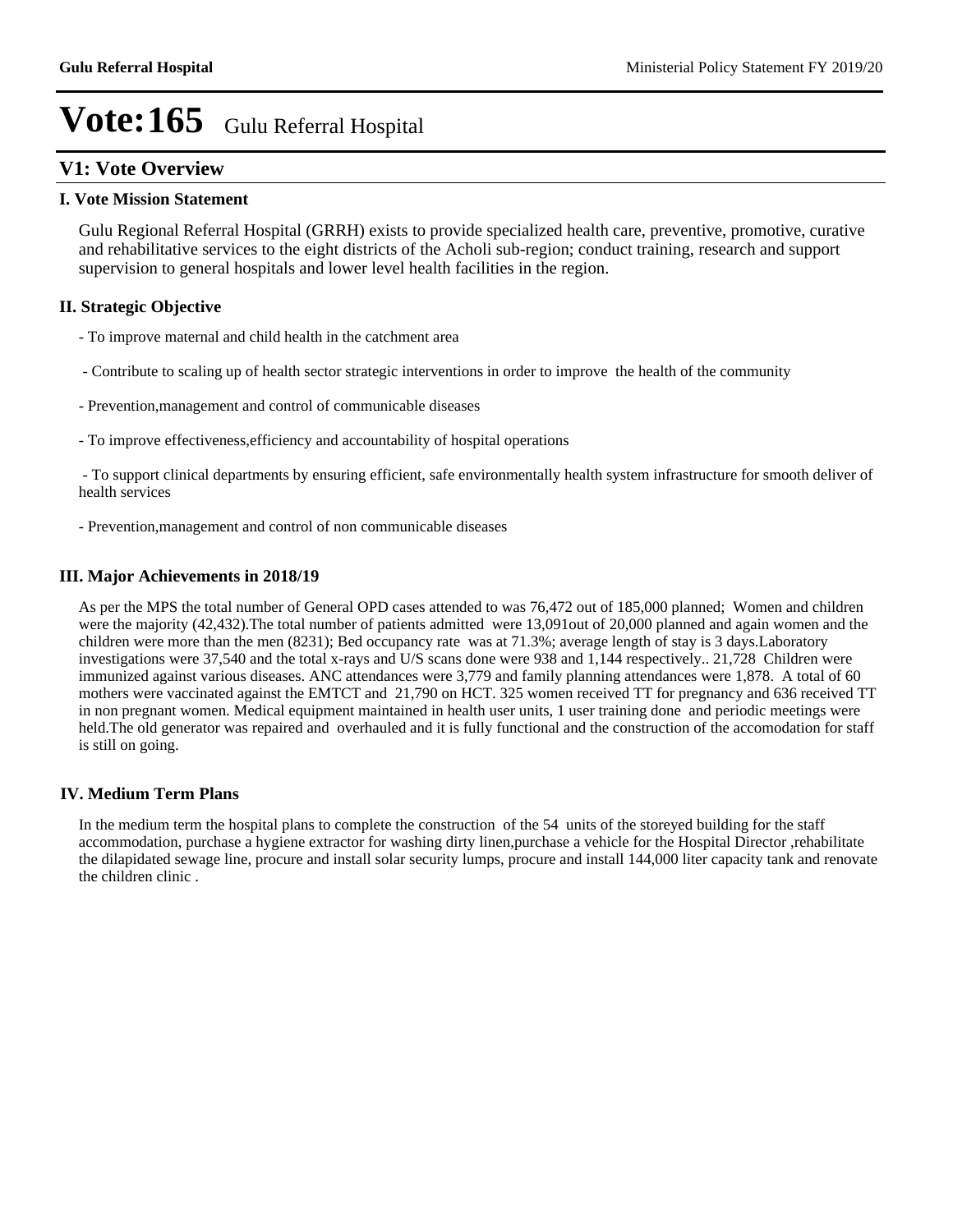# Vote:165 Gulu Referral Hospital

## V1: Vote Overview

### I. Vote Mission Statement

Gulu Regional Referral Hospital (GRRH) exists to provide specialized health care, preventive, promotive, curative and rehabilitative services to the eight districts of the Acholi sub-region; conduct training, research and support supervision to general hospitals and lower level health facilities in the region.

### II. Strategic Objective

- To improve maternal and child health in the catchment area

- Contribute to scaling up of health sector strategic interventions in order to improve the health of the community

- Prevention,management and control of communicable diseases

- To improve effectiveness,efficiency and accountability of hospital operations

- To support clinical departments by ensuring efficient, safe environmentally health system infrastructure for smooth deliver of health services

- Prevention,management and control of non communicable diseases

### III. Major Achievements in 2018/19

As per the MPS the total number of General OPD cases attended to was 76,472 out of 185,000 planned; Women and children were the majority (42,432).The total number of patients admitted were 13,091out of 20,000 planned and again women and the children were more than the men (8231); Bed occupancy rate was at 71.3%; average length of stay is 3 days.Laboratory investigations were 37,540 and the total x-rays and U/S scans done were 938 and 1,144 respectively.. 21,728 Children were immunized against various diseases. ANC attendances were 3,779 and family planning attendances were 1,878. A total of 60 mothers were vaccinated against the EMTCT and 21,790 on HCT. 325 women received TT for pregnancy and 636 received TT in non pregnant women. Medical equipment maintained in health user units, 1 user training done and periodic meetings were held.The old generator was repaired and overhauled and it is fully functional and the construction of the accomodation for staff is still on going.

### IV. Medium Term Plans

In the medium term the hospital plans to complete the construction of the 54 units of the storeyed building for the staff accommodation, purchase a hygiene extractor for washing dirty linen,purchase a vehicle for the Hospital Director ,rehabilitate the dilapidated sewage line, procure and install solar security lumps, procure and install 144,000 liter capacity tank and renovate the children clinic .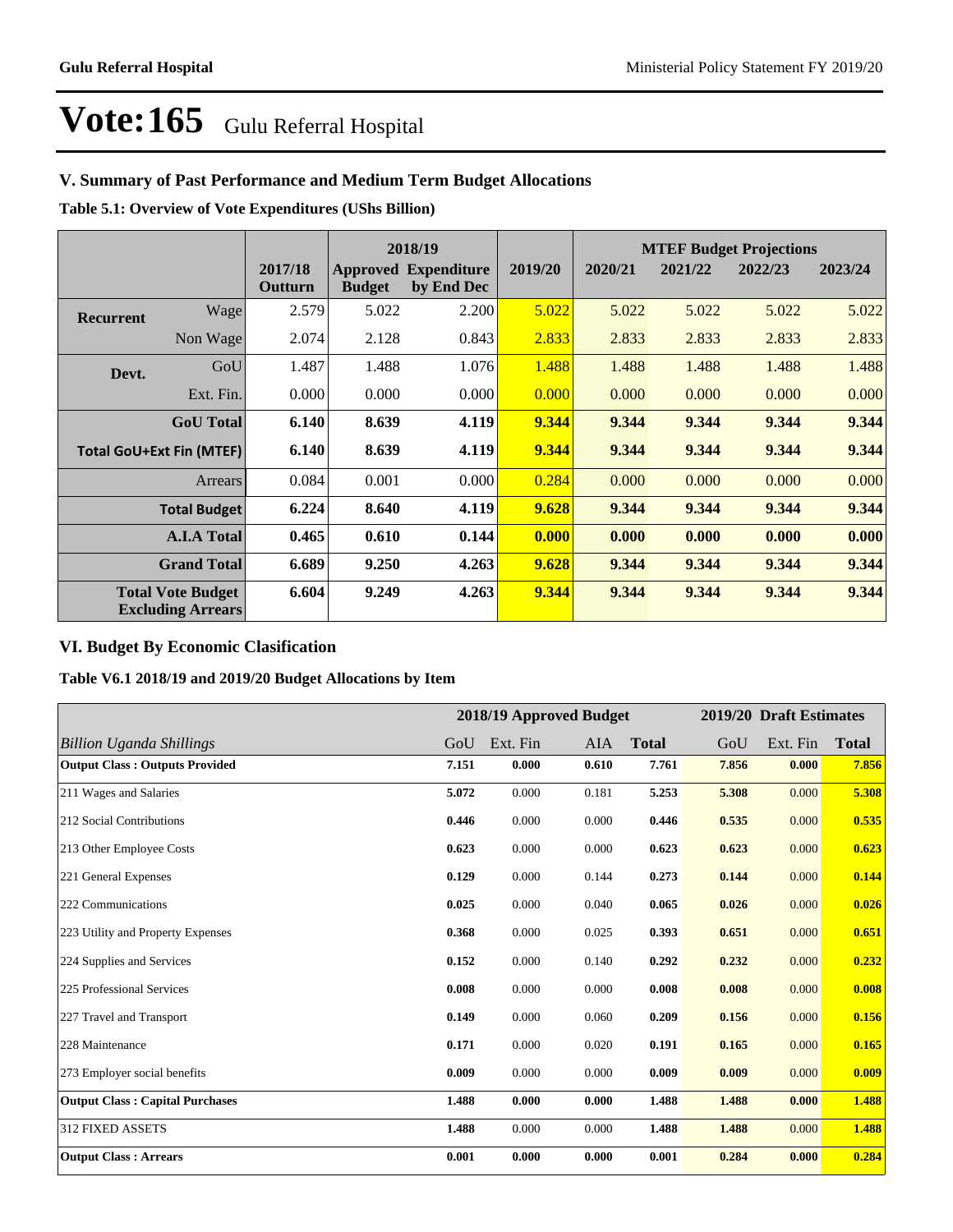# Vote:165 Gulu Referral Hospital

## V. Summary of Past Performance and Medium Term Budget Allocations

**Table 5.1: Overview of Vote Expenditures (UShs Billion)**

| | | | 2018/19 | | | MTEF Budget Projections | | | |
|---|---|---|---|---|---|---|---|---|---|
| | | 2017/18 Outturn | Approved Budget | Expenditure by End Dec | 2019/20 | 2020/21 | 2021/22 | 2022/23 | 2023/24 |
| **Recurrent** | Wage | 2.579 | 5.022 | 2.200 | 5.022 | 5.022 | 5.022 | 5.022 | 5.022 |
| | Non Wage | 2.074 | 2.128 | 0.843 | 2.833 | 2.833 | 2.833 | 2.833 | 2.833 |
| **Devt.** | GoU | 1.487 | 1.488 | 1.076 | 1.488 | 1.488 | 1.488 | 1.488 | 1.488 |
| | Ext. Fin. | 0.000 | 0.000 | 0.000 | 0.000 | 0.000 | 0.000 | 0.000 | 0.000 |
| | **GoU Total** | **6.140** | **8.639** | **4.119** | **9.344** | **9.344** | **9.344** | **9.344** | **9.344** |
| **Total GoU+Ext Fin (MTEF)** | | **6.140** | **8.639** | **4.119** | **9.344** | **9.344** | **9.344** | **9.344** | **9.344** |
| | Arrears | 0.084 | 0.001 | 0.000 | 0.284 | 0.000 | 0.000 | 0.000 | 0.000 |
| | **Total Budget** | **6.224** | **8.640** | **4.119** | **9.628** | **9.344** | **9.344** | **9.344** | **9.344** |
| | **A.I.A Total** | **0.465** | **0.610** | **0.144** | **0.000** | **0.000** | **0.000** | **0.000** | **0.000** |
| | **Grand Total** | **6.689** | **9.250** | **4.263** | **9.628** | **9.344** | **9.344** | **9.344** | **9.344** |
| **Total Vote Budget Excluding Arrears** | | **6.604** | **9.249** | **4.263** | **9.344** | **9.344** | **9.344** | **9.344** | **9.344** |

## VI. Budget By Economic Clasification

**Table V6.1 2018/19 and 2019/20 Budget Allocations by Item**

| | 2018/19 Approved Budget | | | | 2019/20 Draft Estimates | | |
|---|---|---|---|---|---|---|---|
| *Billion Uganda Shillings* | GoU | Ext. Fin | AIA | **Total** | GoU | Ext. Fin | **Total** |
| **Output Class : Outputs Provided** | **7.151** | **0.000** | **0.610** | **7.761** | **7.856** | **0.000** | **7.856** |
| 211 Wages and Salaries | **5.072** | 0.000 | 0.181 | **5.253** | **5.308** | 0.000 | **5.308** |
| 212 Social Contributions | **0.446** | 0.000 | 0.000 | **0.446** | **0.535** | 0.000 | **0.535** |
| 213 Other Employee Costs | **0.623** | 0.000 | 0.000 | **0.623** | **0.623** | 0.000 | **0.623** |
| 221 General Expenses | **0.129** | 0.000 | 0.144 | **0.273** | **0.144** | 0.000 | **0.144** |
| 222 Communications | **0.025** | 0.000 | 0.040 | **0.065** | **0.026** | 0.000 | **0.026** |
| 223 Utility and Property Expenses | **0.368** | 0.000 | 0.025 | **0.393** | **0.651** | 0.000 | **0.651** |
| 224 Supplies and Services | **0.152** | 0.000 | 0.140 | **0.292** | **0.232** | 0.000 | **0.232** |
| 225 Professional Services | **0.008** | 0.000 | 0.000 | **0.008** | **0.008** | 0.000 | **0.008** |
| 227 Travel and Transport | **0.149** | 0.000 | 0.060 | **0.209** | **0.156** | 0.000 | **0.156** |
| 228 Maintenance | **0.171** | 0.000 | 0.020 | **0.191** | **0.165** | 0.000 | **0.165** |
| 273 Employer social benefits | **0.009** | 0.000 | 0.000 | **0.009** | **0.009** | 0.000 | **0.009** |
| **Output Class : Capital Purchases** | **1.488** | **0.000** | **0.000** | **1.488** | **1.488** | **0.000** | **1.488** |
| 312 FIXED ASSETS | **1.488** | 0.000 | 0.000 | **1.488** | **1.488** | 0.000 | **1.488** |
| **Output Class : Arrears** | **0.001** | **0.000** | **0.000** | **0.001** | **0.284** | **0.000** | **0.284** |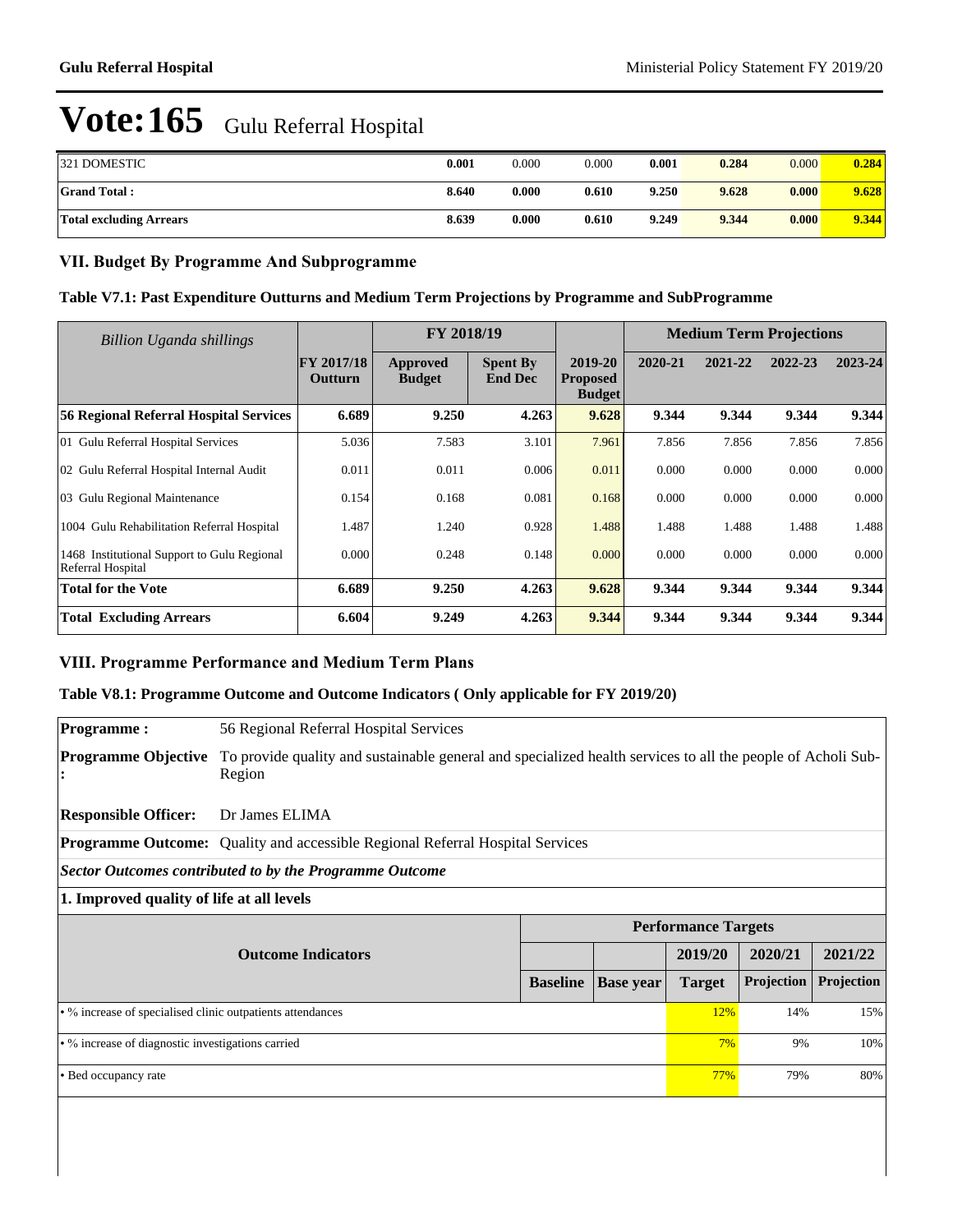# Vote:165 Gulu Referral Hospital

| 321 DOMESTIC | 0.001 | 0.000 | 0.000 | 0.001 | 0.284 | 0.000 | 0.284 |
|---|---|---|---|---|---|---|---|
| **Grand Total :** | **8.640** | **0.000** | **0.610** | **9.250** | **9.628** | **0.000** | **9.628** |
| **Total excluding Arrears** | **8.639** | **0.000** | **0.610** | **9.249** | **9.344** | **0.000** | **9.344** |

## VII. Budget By Programme And Subprogramme

### Table V7.1: Past Expenditure Outturns and Medium Term Projections by Programme and SubProgramme

| *Billion Uganda shillings* | | FY 2018/19 | | | Medium Term Projections | | | |
|---|---|---|---|---|---|---|---|---|
| | FY 2017/18 Outturn | Approved Budget | Spent By End Dec | 2019-20 Proposed Budget | 2020-21 | 2021-22 | 2022-23 | 2023-24 |
| **56 Regional Referral Hospital Services** | **6.689** | **9.250** | **4.263** | **9.628** | **9.344** | **9.344** | **9.344** | **9.344** |
| 01 Gulu Referral Hospital Services | 5.036 | 7.583 | 3.101 | 7.961 | 7.856 | 7.856 | 7.856 | 7.856 |
| 02 Gulu Referral Hospital Internal Audit | 0.011 | 0.011 | 0.006 | 0.011 | 0.000 | 0.000 | 0.000 | 0.000 |
| 03 Gulu Regional Maintenance | 0.154 | 0.168 | 0.081 | 0.168 | 0.000 | 0.000 | 0.000 | 0.000 |
| 1004 Gulu Rehabilitation Referral Hospital | 1.487 | 1.240 | 0.928 | 1.488 | 1.488 | 1.488 | 1.488 | 1.488 |
| 1468 Institutional Support to Gulu Regional Referral Hospital | 0.000 | 0.248 | 0.148 | 0.000 | 0.000 | 0.000 | 0.000 | 0.000 |
| **Total for the Vote** | **6.689** | **9.250** | **4.263** | **9.628** | **9.344** | **9.344** | **9.344** | **9.344** |
| **Total Excluding Arrears** | **6.604** | **9.249** | **4.263** | **9.344** | **9.344** | **9.344** | **9.344** | **9.344** |

## VIII. Programme Performance and Medium Term Plans

### Table V8.1: Programme Outcome and Outcome Indicators ( Only applicable for FY 2019/20)

**Programme :** 56 Regional Referral Hospital Services

**Programme Objective :** To provide quality and sustainable general and specialized health services to all the people of Acholi Sub-Region

**Responsible Officer:** Dr James ELIMA

**Programme Outcome:** Quality and accessible Regional Referral Hospital Services

***Sector Outcomes contributed to by the Programme Outcome***

**1. Improved quality of life at all levels**

| Outcome Indicators | Performance Targets | | | | |
|---|---|---|---|---|---|
| | | | 2019/20 | 2020/21 | 2021/22 |
| | Baseline | Base year | Target | Projection | Projection |
| • % increase of specialised clinic outpatients attendances | | | 12% | 14% | 15% |
| • % increase of diagnostic investigations carried | | | 7% | 9% | 10% |
| • Bed occupancy rate | | | 77% | 79% | 80% |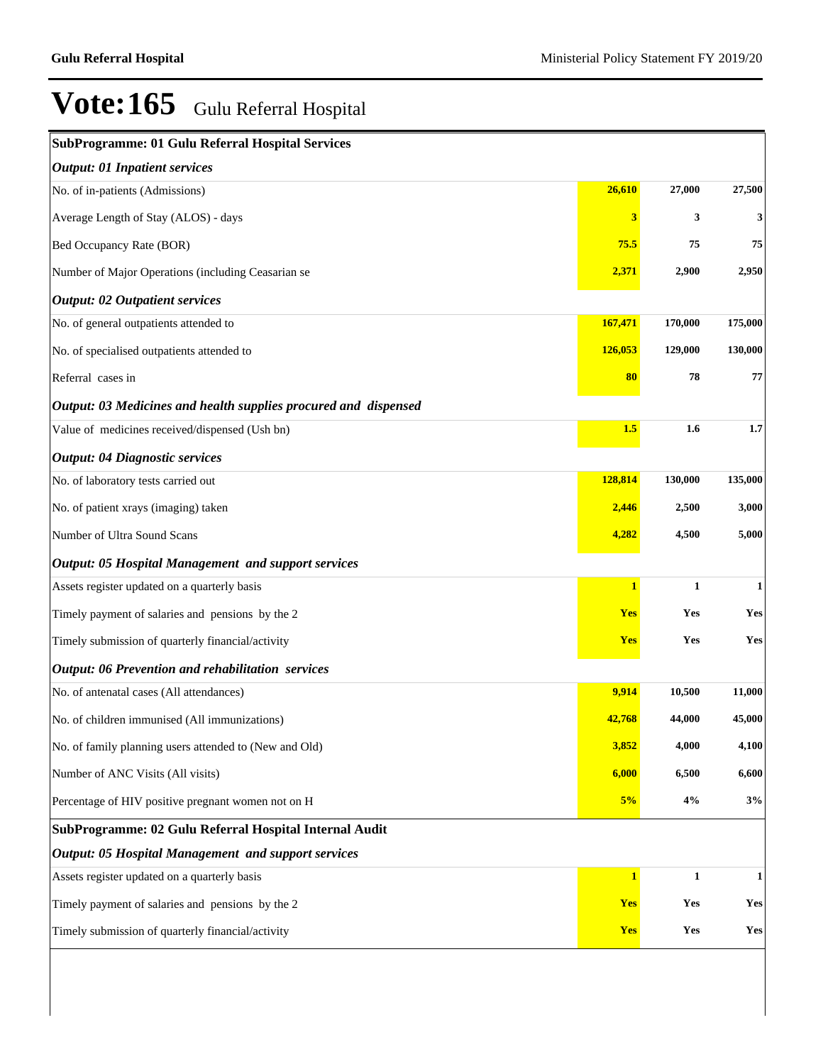# Vote:165 Gulu Referral Hospital

| SubProgramme: 01 Gulu Referral Hospital Services | | | |
|---|---|---|---|
| ***Output: 01 Inpatient services*** | | | |
| No. of in-patients (Admissions) | **26,610** | **27,000** | **27,500** |
| Average Length of Stay (ALOS) - days | **3** | **3** | **3** |
| Bed Occupancy Rate (BOR) | **75.5** | **75** | **75** |
| Number of Major Operations (including Ceasarian se | **2,371** | **2,900** | **2,950** |
| ***Output: 02 Outpatient services*** | | | |
| No. of general outpatients attended to | **167,471** | **170,000** | **175,000** |
| No. of specialised outpatients attended to | **126,053** | **129,000** | **130,000** |
| Referral cases in | **80** | **78** | **77** |
| ***Output: 03 Medicines and health supplies procured and dispensed*** | | | |
| Value of medicines received/dispensed (Ush bn) | **1.5** | **1.6** | **1.7** |
| ***Output: 04 Diagnostic services*** | | | |
| No. of laboratory tests carried out | **128,814** | **130,000** | **135,000** |
| No. of patient xrays (imaging) taken | **2,446** | **2,500** | **3,000** |
| Number of Ultra Sound Scans | **4,282** | **4,500** | **5,000** |
| ***Output: 05 Hospital Management and support services*** | | | |
| Assets register updated on a quarterly basis | **1** | **1** | **1** |
| Timely payment of salaries and pensions by the 2 | **Yes** | **Yes** | **Yes** |
| Timely submission of quarterly financial/activity | **Yes** | **Yes** | **Yes** |
| ***Output: 06 Prevention and rehabilitation services*** | | | |
| No. of antenatal cases (All attendances) | **9,914** | **10,500** | **11,000** |
| No. of children immunised (All immunizations) | **42,768** | **44,000** | **45,000** |
| No. of family planning users attended to (New and Old) | **3,852** | **4,000** | **4,100** |
| Number of ANC Visits (All visits) | **6,000** | **6,500** | **6,600** |
| Percentage of HIV positive pregnant women not on H | **5%** | **4%** | **3%** |
| **SubProgramme: 02 Gulu Referral Hospital Internal Audit** | | | |
| ***Output: 05 Hospital Management and support services*** | | | |
| Assets register updated on a quarterly basis | **1** | **1** | **1** |
| Timely payment of salaries and pensions by the 2 | **Yes** | **Yes** | **Yes** |
| Timely submission of quarterly financial/activity | **Yes** | **Yes** | **Yes** |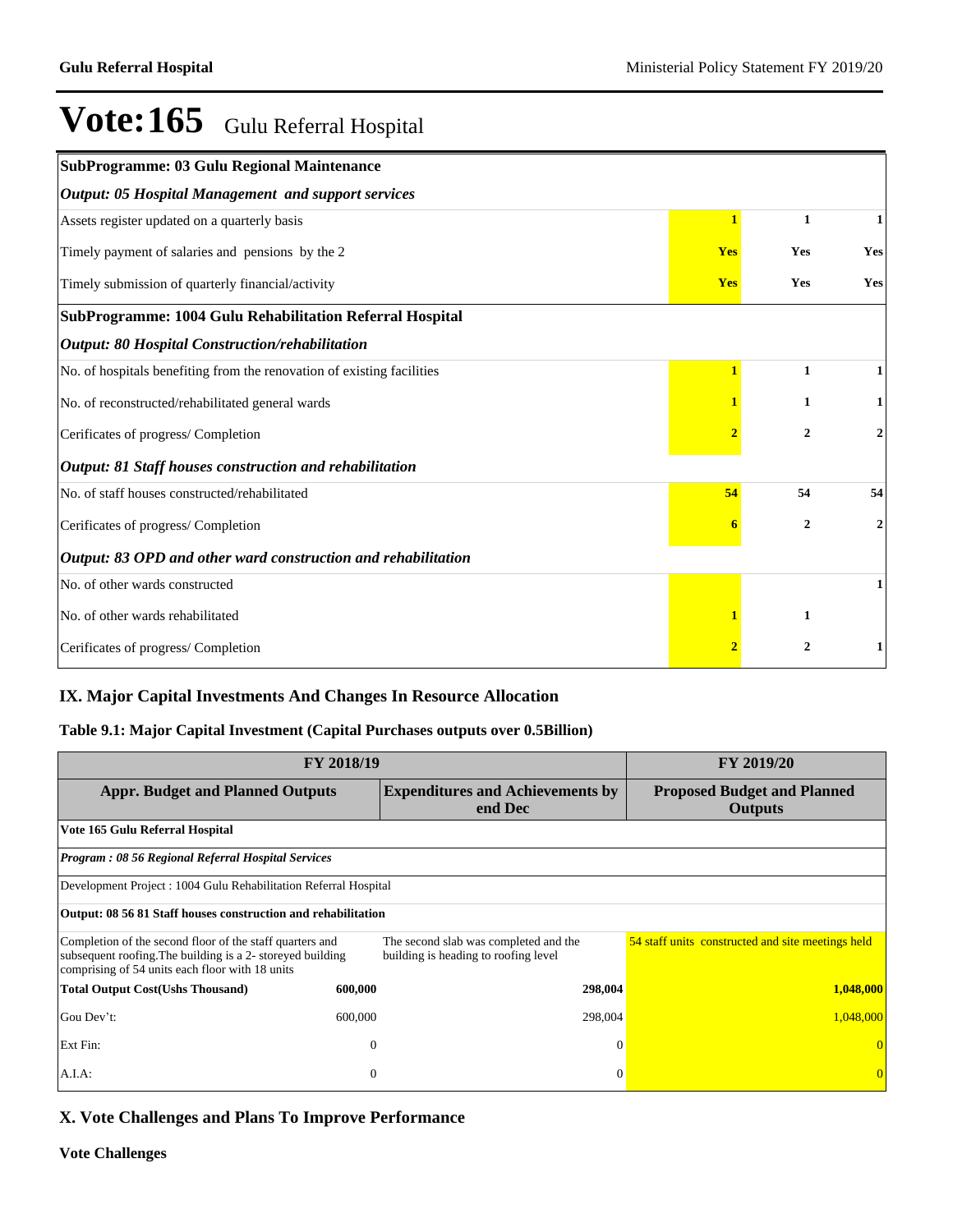# Vote:165 Gulu Referral Hospital

| | | | |
|---|---|---|---|
| **SubProgramme: 03 Gulu Regional Maintenance** | | | |
| ***Output: 05 Hospital Management and support services*** | | | |
| Assets register updated on a quarterly basis | **1** | **1** | **1** |
| Timely payment of salaries and pensions by the 2 | **Yes** | **Yes** | **Yes** |
| Timely submission of quarterly financial/activity | **Yes** | **Yes** | **Yes** |
| **SubProgramme: 1004 Gulu Rehabilitation Referral Hospital** | | | |
| ***Output: 80 Hospital Construction/rehabilitation*** | | | |
| No. of hospitals benefiting from the renovation of existing facilities | **1** | **1** | **1** |
| No. of reconstructed/rehabilitated general wards | **1** | **1** | **1** |
| Cerificates of progress/ Completion | **2** | **2** | **2** |
| ***Output: 81 Staff houses construction and rehabilitation*** | | | |
| No. of staff houses constructed/rehabilitated | **54** | **54** | **54** |
| Cerificates of progress/ Completion | **6** | **2** | **2** |
| ***Output: 83 OPD and other ward construction and rehabilitation*** | | | |
| No. of other wards constructed | | | **1** |
| No. of other wards rehabilitated | **1** | **1** | |
| Cerificates of progress/ Completion | **2** | **2** | **1** |

## IX. Major Capital Investments And Changes In Resource Allocation

### Table 9.1: Major Capital Investment (Capital Purchases outputs over 0.5Billion)

| FY 2018/19 | | | FY 2019/20 |
|---|---|---|---|
| **Appr. Budget and Planned Outputs** | | **Expenditures and Achievements by end Dec** | **Proposed Budget and Planned Outputs** |
| **Vote 165 Gulu Referral Hospital** | | | |
| ***Program : 08 56 Regional Referral Hospital Services*** | | | |
| Development Project : 1004 Gulu Rehabilitation Referral Hospital | | | |
| **Output: 08 56 81 Staff houses construction and rehabilitation** | | | |
| Completion of the second floor of the staff quarters and subsequent roofing.The building is a 2- storeyed building comprising of 54 units each floor with 18 units | | The second slab was completed and the building is heading to roofing level | 54 staff units constructed and site meetings held |
| **Total Output Cost(Ushs Thousand)** | **600,000** | **298,004** | **1,048,000** |
| Gou Dev't: | 600,000 | 298,004 | 1,048,000 |
| Ext Fin: | 0 | 0 | 0 |
| A.I.A: | 0 | 0 | 0 |

## X. Vote Challenges and Plans To Improve Performance

**Vote Challenges**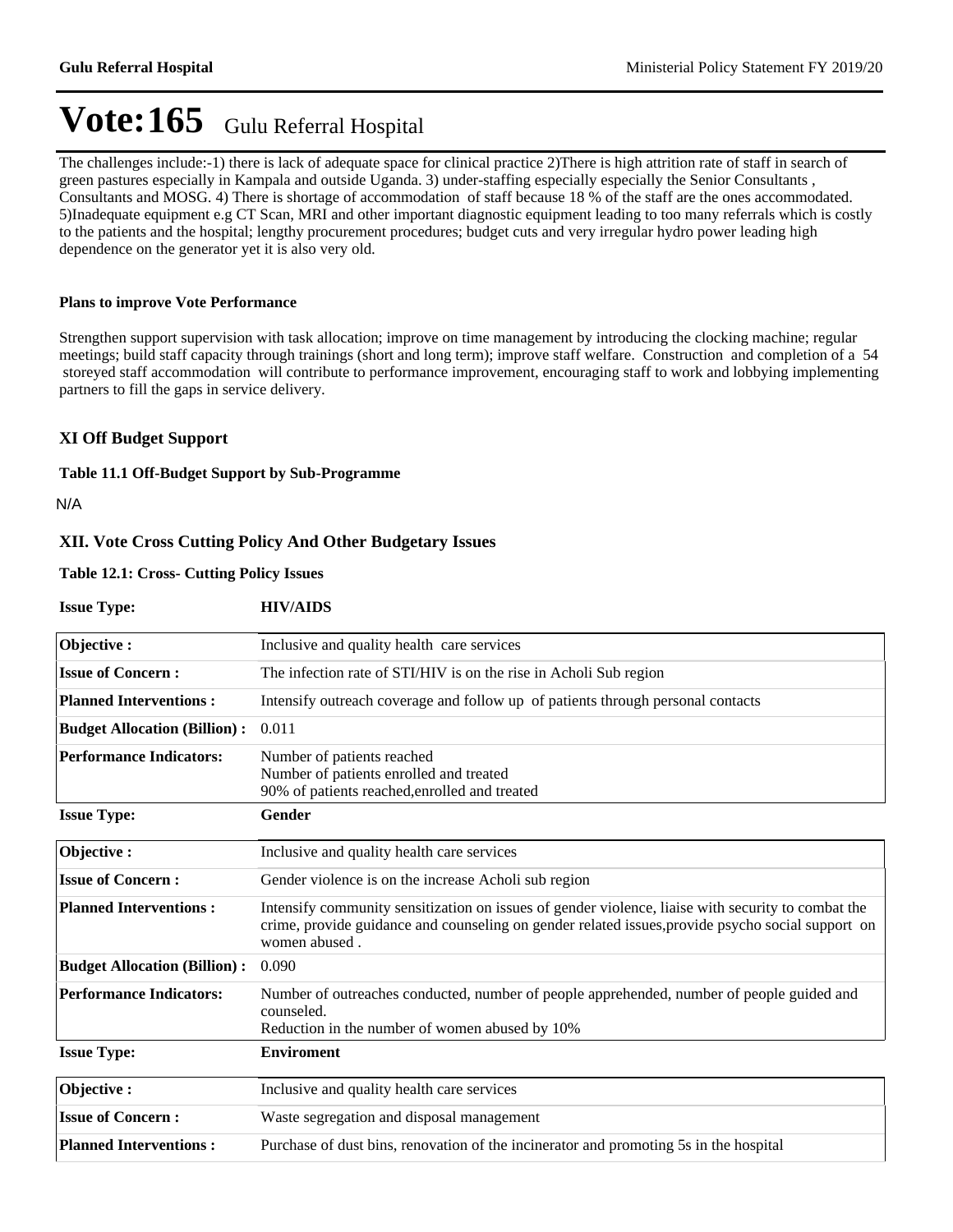# Vote:165 Gulu Referral Hospital

The challenges include:-1) there is lack of adequate space for clinical practice 2)There is high attrition rate of staff in search of green pastures especially in Kampala and outside Uganda. 3) under-staffing especially especially the Senior Consultants , Consultants and MOSG. 4) There is shortage of accommodation of staff because 18 % of the staff are the ones accommodated. 5)Inadequate equipment e.g CT Scan, MRI and other important diagnostic equipment leading to too many referrals which is costly to the patients and the hospital; lengthy procurement procedures; budget cuts and very irregular hydro power leading high dependence on the generator yet it is also very old.

**Plans to improve Vote Performance**

Strengthen support supervision with task allocation; improve on time management by introducing the clocking machine; regular meetings; build staff capacity through trainings (short and long term); improve staff welfare. Construction and completion of a 54 storeyed staff accommodation will contribute to performance improvement, encouraging staff to work and lobbying implementing partners to fill the gaps in service delivery.

## XI Off Budget Support

**Table 11.1 Off-Budget Support by Sub-Programme**

N/A

## XII. Vote Cross Cutting Policy And Other Budgetary Issues

**Table 12.1: Cross- Cutting Policy Issues**

**Issue Type:** **HIV/AIDS**

| | |
|---|---|
| **Objective :** | Inclusive and quality health care services |
| **Issue of Concern :** | The infection rate of STI/HIV is on the rise in Acholi Sub region |
| **Planned Interventions :** | Intensify outreach coverage and follow up of patients through personal contacts |
| **Budget Allocation (Billion) :** | 0.011 |
| **Performance Indicators:** | Number of patients reached<br>Number of patients enrolled and treated<br>90% of patients reached,enrolled and treated |

**Issue Type:** **Gender**

| | |
|---|---|
| **Objective :** | Inclusive and quality health care services |
| **Issue of Concern :** | Gender violence is on the increase Acholi sub region |
| **Planned Interventions :** | Intensify community sensitization on issues of gender violence, liaise with security to combat the crime, provide guidance and counseling on gender related issues,provide psycho social support on women abused . |
| **Budget Allocation (Billion) :** | 0.090 |
| **Performance Indicators:** | Number of outreaches conducted, number of people apprehended, number of people guided and counseled.<br>Reduction in the number of women abused by 10% |

**Issue Type:** **Enviroment**

| | |
|---|---|
| **Objective :** | Inclusive and quality health care services |
| **Issue of Concern :** | Waste segregation and disposal management |
| **Planned Interventions :** | Purchase of dust bins, renovation of the incinerator and promoting 5s in the hospital |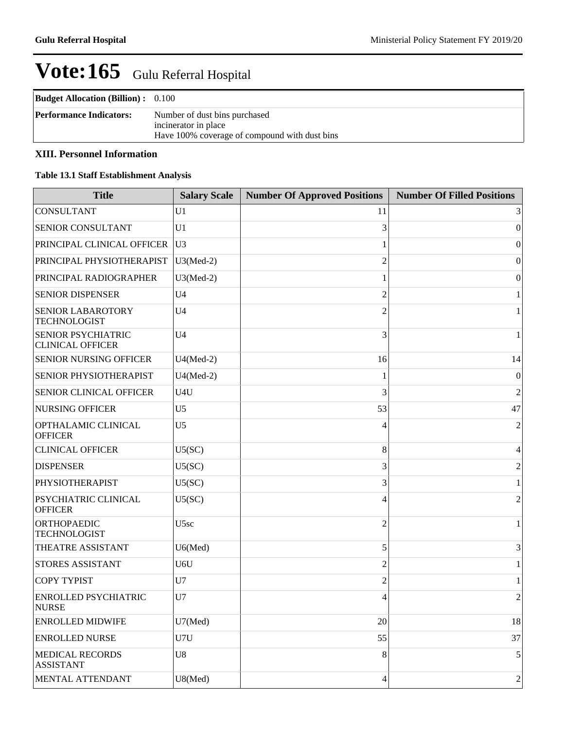# Vote:165 Gulu Referral Hospital

| **Budget Allocation (Billion) :** | 0.100 |
|---|---|
| **Performance Indicators:** | Number of dust bins purchased<br>incinerator in place<br>Have 100% coverage of compound with dust bins |

### XIII. Personnel Information

#### Table 13.1 Staff Establishment Analysis

| Title | Salary Scale | Number Of Approved Positions | Number Of Filled Positions |
|---|---|---|---|
| CONSULTANT | U1 | 11 | 3 |
| SENIOR CONSULTANT | U1 | 3 | 0 |
| PRINCIPAL CLINICAL OFFICER | U3 | 1 | 0 |
| PRINCIPAL PHYSIOTHERAPIST | U3(Med-2) | 2 | 0 |
| PRINCIPAL RADIOGRAPHER | U3(Med-2) | 1 | 0 |
| SENIOR DISPENSER | U4 | 2 | 1 |
| SENIOR LABAROTORY TECHNOLOGIST | U4 | 2 | 1 |
| SENIOR PSYCHIATRIC CLINICAL OFFICER | U4 | 3 | 1 |
| SENIOR NURSING OFFICER | U4(Med-2) | 16 | 14 |
| SENIOR PHYSIOTHERAPIST | U4(Med-2) | 1 | 0 |
| SENIOR CLINICAL OFFICER | U4U | 3 | 2 |
| NURSING OFFICER | U5 | 53 | 47 |
| OPTHALAMIC CLINICAL OFFICER | U5 | 4 | 2 |
| CLINICAL OFFICER | U5(SC) | 8 | 4 |
| DISPENSER | U5(SC) | 3 | 2 |
| PHYSIOTHERAPIST | U5(SC) | 3 | 1 |
| PSYCHIATRIC CLINICAL OFFICER | U5(SC) | 4 | 2 |
| ORTHOPAEDIC TECHNOLOGIST | U5sc | 2 | 1 |
| THEATRE ASSISTANT | U6(Med) | 5 | 3 |
| STORES ASSISTANT | U6U | 2 | 1 |
| COPY TYPIST | U7 | 2 | 1 |
| ENROLLED PSYCHIATRIC NURSE | U7 | 4 | 2 |
| ENROLLED MIDWIFE | U7(Med) | 20 | 18 |
| ENROLLED NURSE | U7U | 55 | 37 |
| MEDICAL RECORDS ASSISTANT | U8 | 8 | 5 |
| MENTAL ATTENDANT | U8(Med) | 4 | 2 |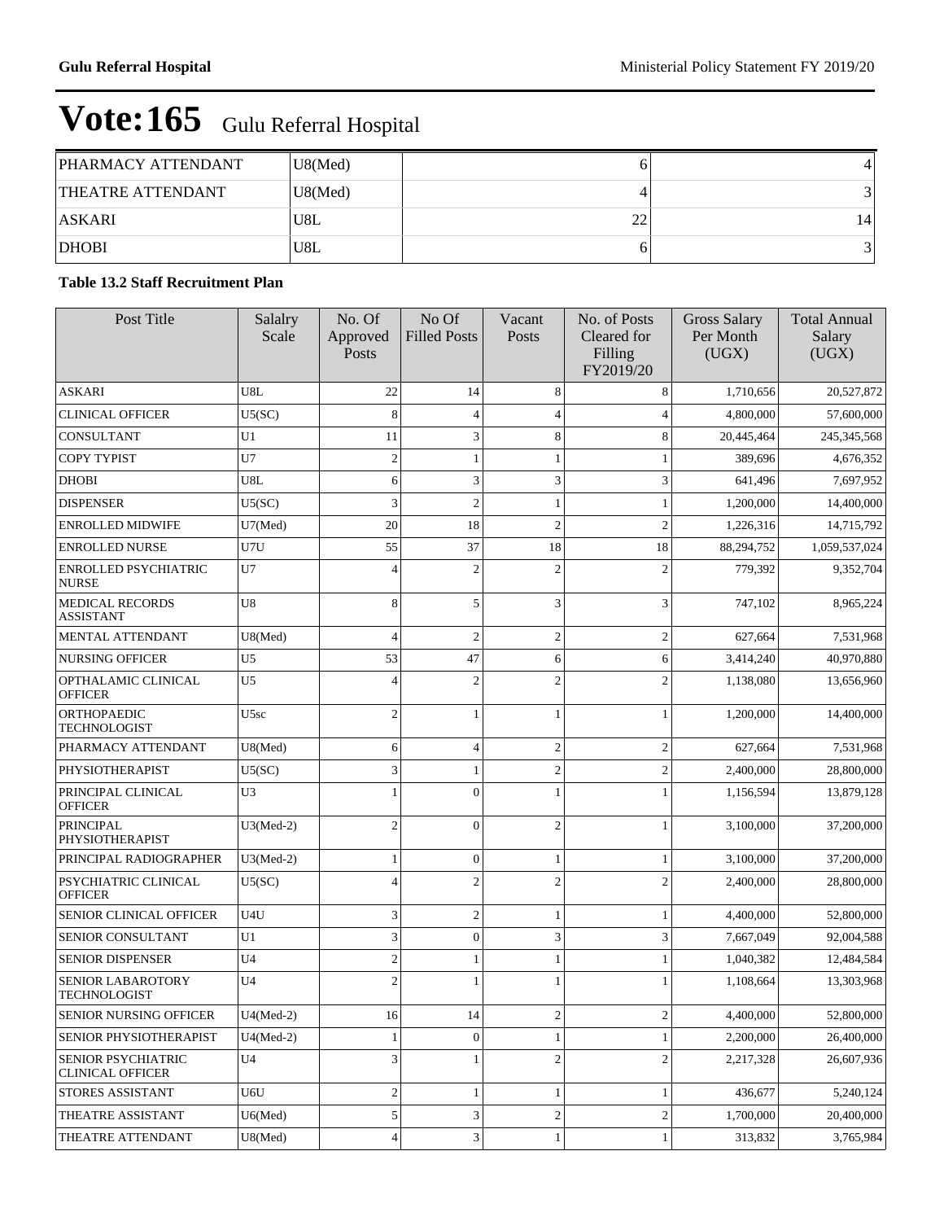# Vote:165 Gulu Referral Hospital

| | | | |
|---|---|---|---|
| PHARMACY ATTENDANT | U8(Med) | 6 | 4 |
| THEATRE ATTENDANT | U8(Med) | 4 | 3 |
| ASKARI | U8L | 22 | 14 |
| DHOBI | U8L | 6 | 3 |

**Table 13.2 Staff Recruitment Plan**

| Post Title | Salalry Scale | No. Of Approved Posts | No Of Filled Posts | Vacant Posts | No. of Posts Cleared for Filling FY2019/20 | Gross Salary Per Month (UGX) | Total Annual Salary (UGX) |
|---|---|---|---|---|---|---|---|
| ASKARI | U8L | 22 | 14 | 8 | 8 | 1,710,656 | 20,527,872 |
| CLINICAL OFFICER | U5(SC) | 8 | 4 | 4 | 4 | 4,800,000 | 57,600,000 |
| CONSULTANT | U1 | 11 | 3 | 8 | 8 | 20,445,464 | 245,345,568 |
| COPY TYPIST | U7 | 2 | 1 | 1 | 1 | 389,696 | 4,676,352 |
| DHOBI | U8L | 6 | 3 | 3 | 3 | 641,496 | 7,697,952 |
| DISPENSER | U5(SC) | 3 | 2 | 1 | 1 | 1,200,000 | 14,400,000 |
| ENROLLED MIDWIFE | U7(Med) | 20 | 18 | 2 | 2 | 1,226,316 | 14,715,792 |
| ENROLLED NURSE | U7U | 55 | 37 | 18 | 18 | 88,294,752 | 1,059,537,024 |
| ENROLLED PSYCHIATRIC NURSE | U7 | 4 | 2 | 2 | 2 | 779,392 | 9,352,704 |
| MEDICAL RECORDS ASSISTANT | U8 | 8 | 5 | 3 | 3 | 747,102 | 8,965,224 |
| MENTAL ATTENDANT | U8(Med) | 4 | 2 | 2 | 2 | 627,664 | 7,531,968 |
| NURSING OFFICER | U5 | 53 | 47 | 6 | 6 | 3,414,240 | 40,970,880 |
| OPTHALAMIC CLINICAL OFFICER | U5 | 4 | 2 | 2 | 2 | 1,138,080 | 13,656,960 |
| ORTHOPAEDIC TECHNOLOGIST | U5sc | 2 | 1 | 1 | 1 | 1,200,000 | 14,400,000 |
| PHARMACY ATTENDANT | U8(Med) | 6 | 4 | 2 | 2 | 627,664 | 7,531,968 |
| PHYSIOTHERAPIST | U5(SC) | 3 | 1 | 2 | 2 | 2,400,000 | 28,800,000 |
| PRINCIPAL CLINICAL OFFICER | U3 | 1 | 0 | 1 | 1 | 1,156,594 | 13,879,128 |
| PRINCIPAL PHYSIOTHERAPIST | U3(Med-2) | 2 | 0 | 2 | 1 | 3,100,000 | 37,200,000 |
| PRINCIPAL RADIOGRAPHER | U3(Med-2) | 1 | 0 | 1 | 1 | 3,100,000 | 37,200,000 |
| PSYCHIATRIC CLINICAL OFFICER | U5(SC) | 4 | 2 | 2 | 2 | 2,400,000 | 28,800,000 |
| SENIOR CLINICAL OFFICER | U4U | 3 | 2 | 1 | 1 | 4,400,000 | 52,800,000 |
| SENIOR CONSULTANT | U1 | 3 | 0 | 3 | 3 | 7,667,049 | 92,004,588 |
| SENIOR DISPENSER | U4 | 2 | 1 | 1 | 1 | 1,040,382 | 12,484,584 |
| SENIOR LABAROTORY TECHNOLOGIST | U4 | 2 | 1 | 1 | 1 | 1,108,664 | 13,303,968 |
| SENIOR NURSING OFFICER | U4(Med-2) | 16 | 14 | 2 | 2 | 4,400,000 | 52,800,000 |
| SENIOR PHYSIOTHERAPIST | U4(Med-2) | 1 | 0 | 1 | 1 | 2,200,000 | 26,400,000 |
| SENIOR PSYCHIATRIC CLINICAL OFFICER | U4 | 3 | 1 | 2 | 2 | 2,217,328 | 26,607,936 |
| STORES ASSISTANT | U6U | 2 | 1 | 1 | 1 | 436,677 | 5,240,124 |
| THEATRE ASSISTANT | U6(Med) | 5 | 3 | 2 | 2 | 1,700,000 | 20,400,000 |
| THEATRE ATTENDANT | U8(Med) | 4 | 3 | 1 | 1 | 313,832 | 3,765,984 |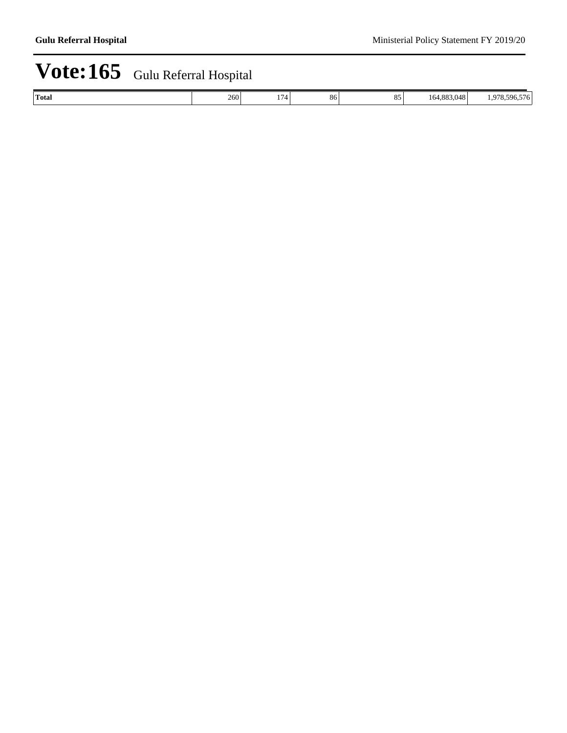# Vote:165 Gulu Referral Hospital

| | | | | | | |
|---|---|---|---|---|---|---|
| **Total** | 260 | 174 | 86 | 85 | 164,883,048 | 1,978,596,576 |